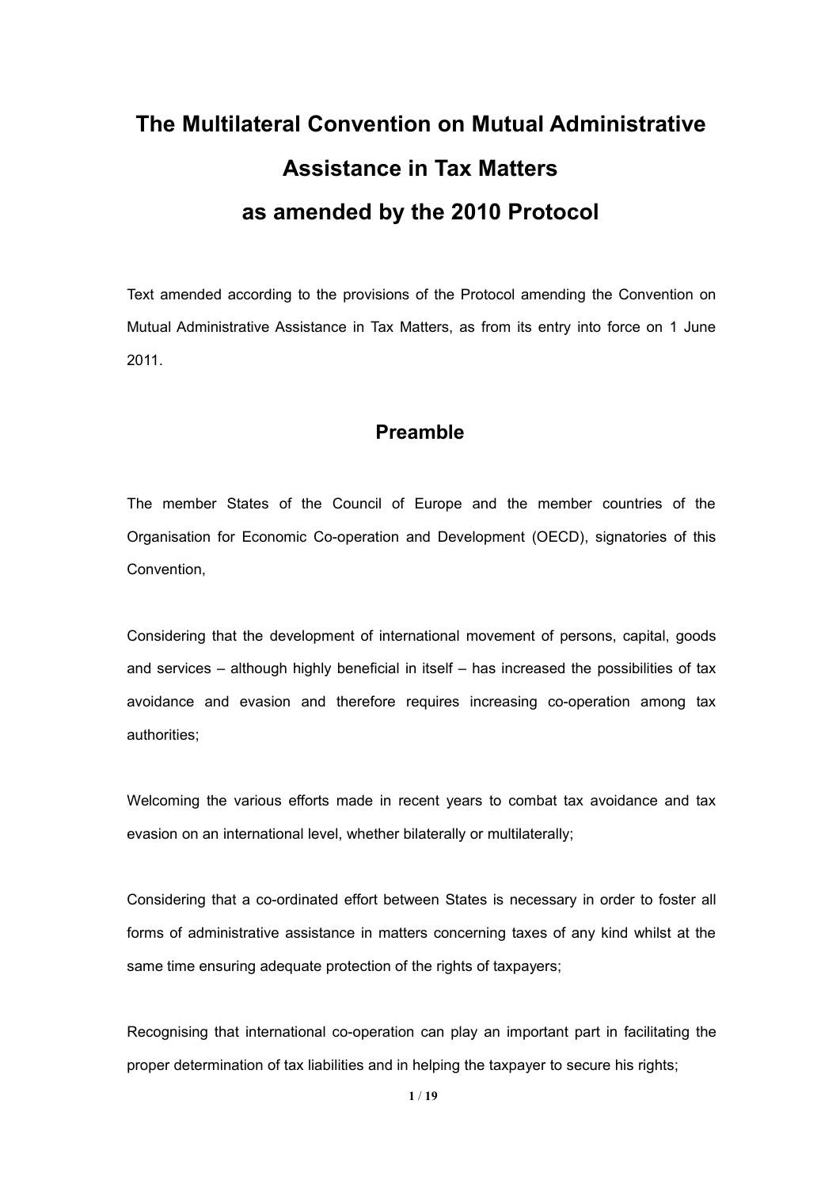# The Multilateral Convention on Mutual Administrative Assistance in Tax Matters as amended by the 2010 Protocol

Text amended according to the provisions of the Protocol amending the Convention on Mutual Administrative Assistance in Tax Matters, as from its entry into force on 1 June 2011.

## Preamble

The member States of the Council of Europe and the member countries of the Organisation for Economic Co-operation and Development (OECD), signatories of this Convention,

Considering that the development of international movement of persons, capital, goods and services – although highly beneficial in itself – has increased the possibilities of tax avoidance and evasion and therefore requires increasing co-operation among tax authorities;

Welcoming the various efforts made in recent years to combat tax avoidance and tax evasion on an international level, whether bilaterally or multilaterally;

Considering that a co-ordinated effort between States is necessary in order to foster all forms of administrative assistance in matters concerning taxes of any kind whilst at the same time ensuring adequate protection of the rights of taxpayers;

Recognising that international co-operation can play an important part in facilitating the proper determination of tax liabilities and in helping the taxpayer to secure his rights;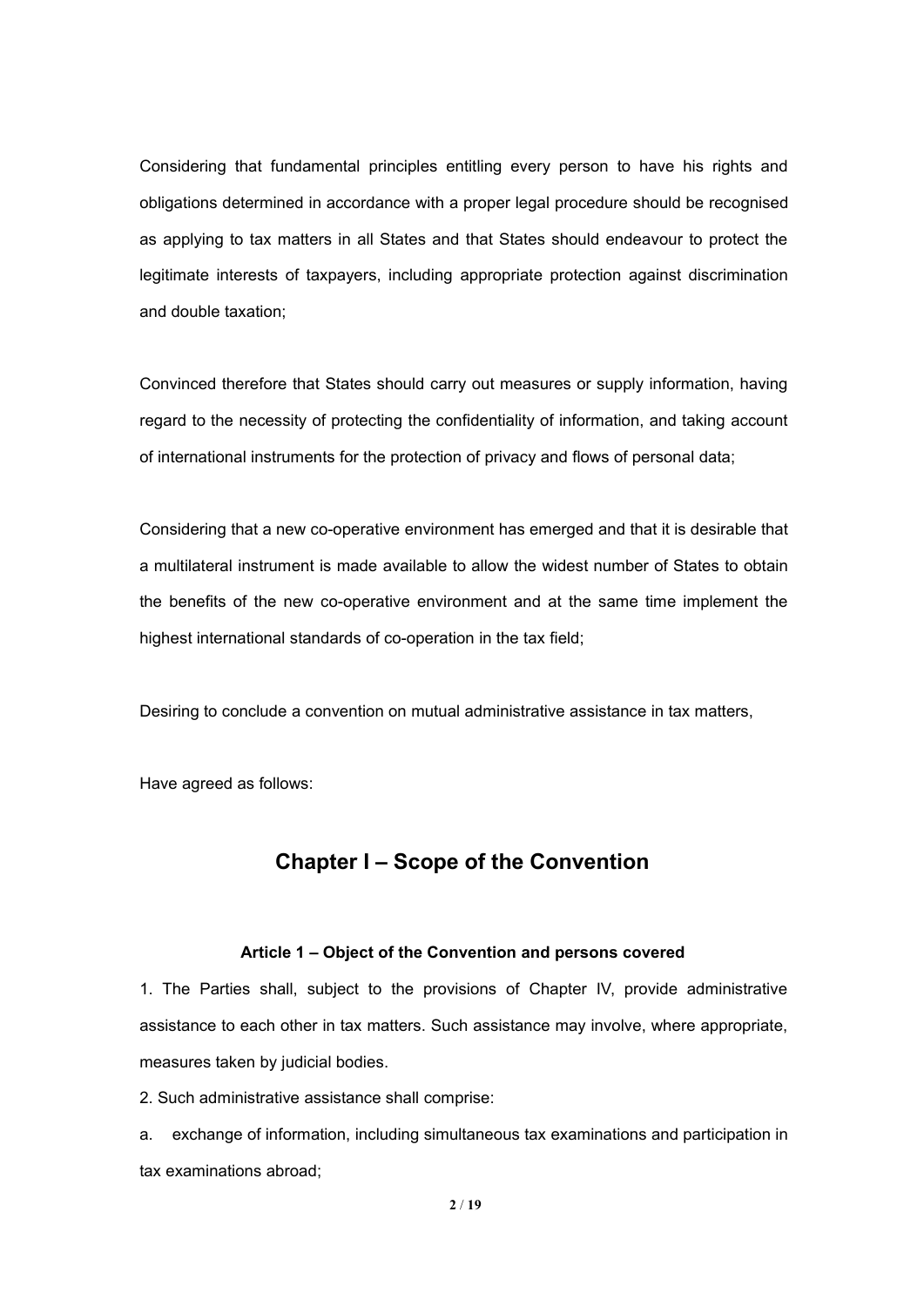Considering that fundamental principles entitling every person to have his rights and obligations determined in accordance with a proper legal procedure should be recognised as applying to tax matters in all States and that States should endeavour to protect the legitimate interests of taxpayers, including appropriate protection against discrimination and double taxation;

Convinced therefore that States should carry out measures or supply information, having regard to the necessity of protecting the confidentiality of information, and taking account of international instruments for the protection of privacy and flows of personal data;

Considering that a new co-operative environment has emerged and that it is desirable that a multilateral instrument is made available to allow the widest number of States to obtain the benefits of the new co-operative environment and at the same time implement the highest international standards of co-operation in the tax field;

Desiring to conclude a convention on mutual administrative assistance in tax matters,

Have agreed as follows:

## Chapter I – Scope of the Convention

### Article 1 – Object of the Convention and persons covered

1. The Parties shall, subject to the provisions of Chapter IV, provide administrative assistance to each other in tax matters. Such assistance may involve, where appropriate, measures taken by judicial bodies.

2. Such administrative assistance shall comprise:

a. exchange of information, including simultaneous tax examinations and participation in tax examinations abroad;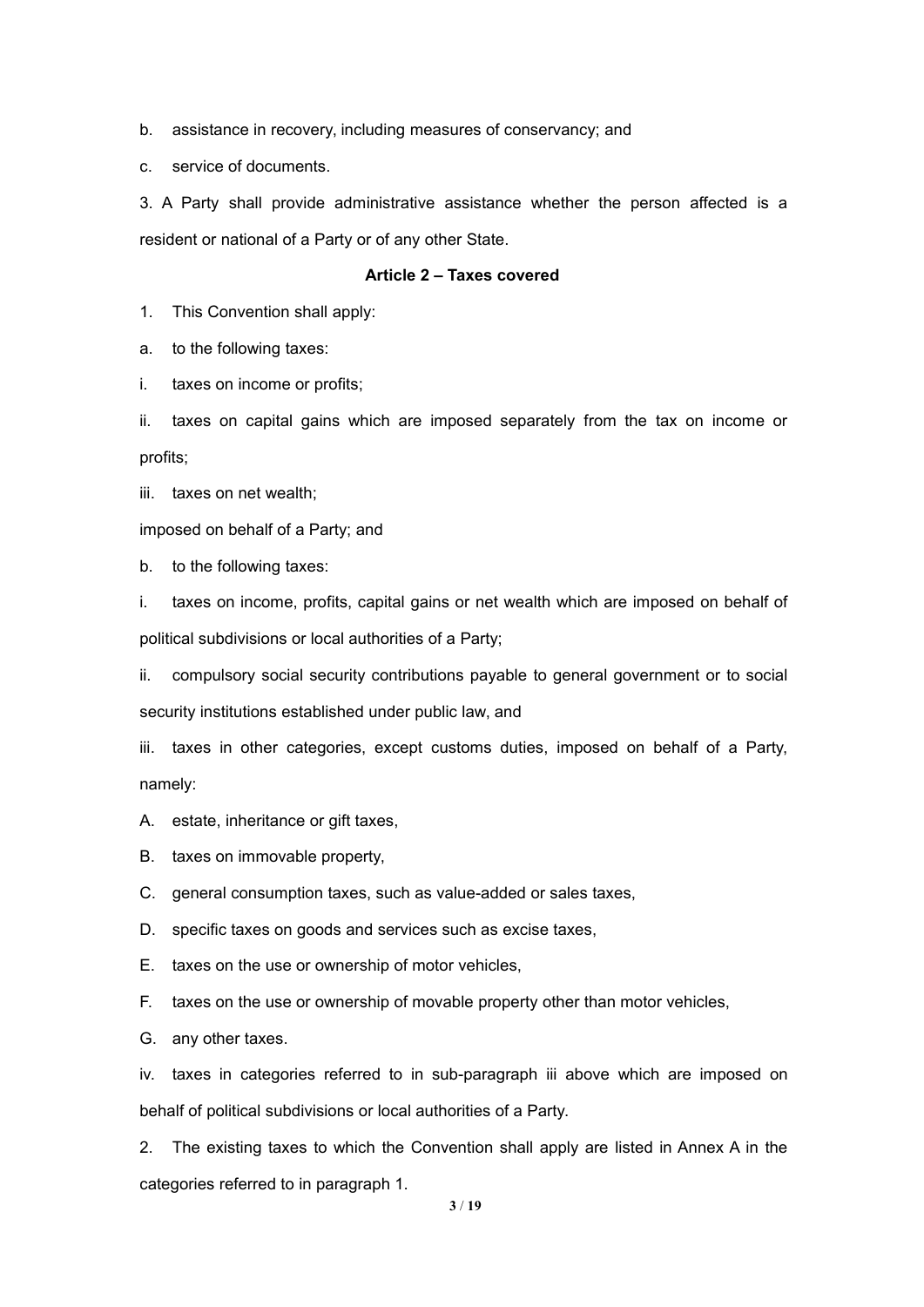b. assistance in recovery, including measures of conservancy; and

c. service of documents.

3. A Party shall provide administrative assistance whether the person affected is a resident or national of a Party or of any other State.

**Article 2 – Taxes covered**

1. This Convention shall apply:

a. to the following taxes:

i. taxes on income or profits;

ii. taxes on capital gains which are imposed separately from the tax on income or profits;

iii. taxes on net wealth;

imposed on behalf of a Party; and

b. to the following taxes:

i. taxes on income, profits, capital gains or net wealth which are imposed on behalf of political subdivisions or local authorities of a Party;

ii. compulsory social security contributions payable to general government or to social security institutions established under public law, and

iii. taxes in other categories, except customs duties, imposed on behalf of a Party, namely:

A. estate, inheritance or gift taxes,

B. taxes on immovable property,

C. general consumption taxes, such as value-added or sales taxes,

D. specific taxes on goods and services such as excise taxes,

E. taxes on the use or ownership of motor vehicles,

F. taxes on the use or ownership of movable property other than motor vehicles,

G. any other taxes.

iv. taxes in categories referred to in sub-paragraph iii above which are imposed on behalf of political subdivisions or local authorities of a Party.

2. The existing taxes to which the Convention shall apply are listed in Annex A in the categories referred to in paragraph 1.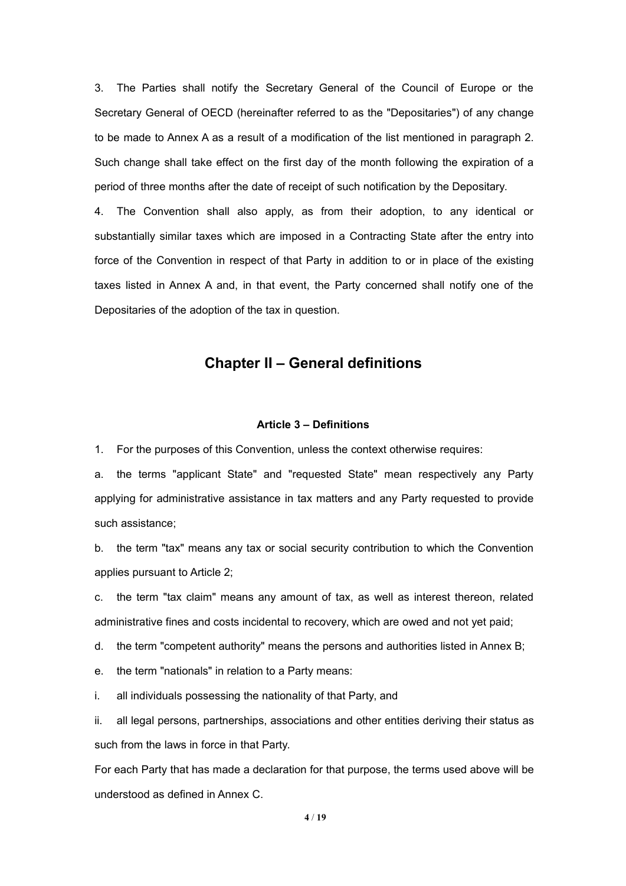3. The Parties shall notify the Secretary General of the Council of Europe or the Secretary General of OECD (hereinafter referred to as the "Depositaries") of any change to be made to Annex A as a result of a modification of the list mentioned in paragraph 2. Such change shall take effect on the first day of the month following the expiration of a period of three months after the date of receipt of such notification by the Depositary.

4. The Convention shall also apply, as from their adoption, to any identical or substantially similar taxes which are imposed in a Contracting State after the entry into force of the Convention in respect of that Party in addition to or in place of the existing taxes listed in Annex A and, in that event, the Party concerned shall notify one of the Depositaries of the adoption of the tax in question.

## Chapter II – General definitions

### Article 3 – Definitions

1. For the purposes of this Convention, unless the context otherwise requires:

a. the terms "applicant State" and "requested State" mean respectively any Party applying for administrative assistance in tax matters and any Party requested to provide such assistance;

b. the term "tax" means any tax or social security contribution to which the Convention applies pursuant to Article 2;

c. the term "tax claim" means any amount of tax, as well as interest thereon, related administrative fines and costs incidental to recovery, which are owed and not yet paid;

d. the term "competent authority" means the persons and authorities listed in Annex B;

e. the term "nationals" in relation to a Party means:

i. all individuals possessing the nationality of that Party, and

ii. all legal persons, partnerships, associations and other entities deriving their status as such from the laws in force in that Party.

For each Party that has made a declaration for that purpose, the terms used above will be understood as defined in Annex C.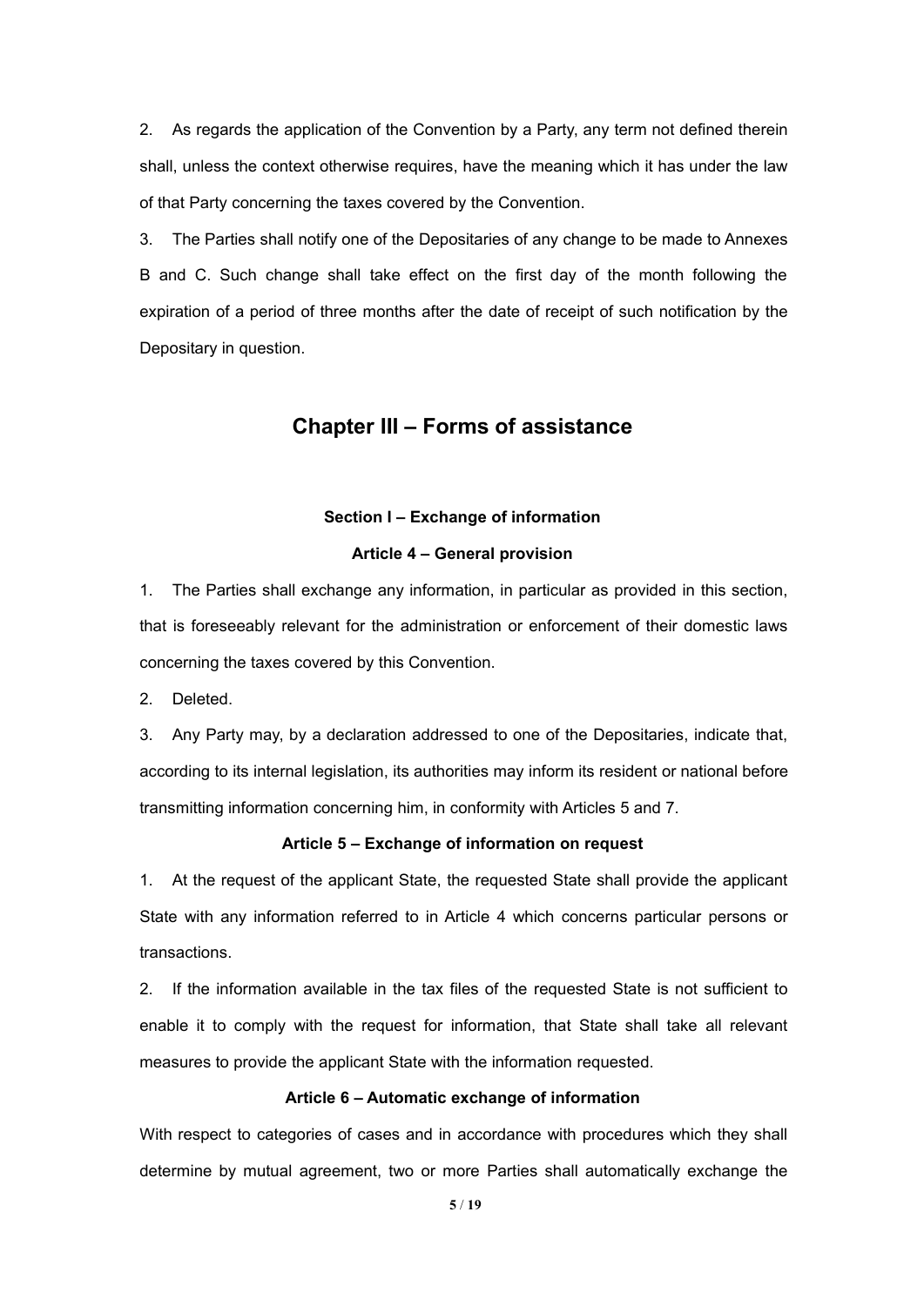2. As regards the application of the Convention by a Party, any term not defined therein shall, unless the context otherwise requires, have the meaning which it has under the law of that Party concerning the taxes covered by the Convention.

3. The Parties shall notify one of the Depositaries of any change to be made to Annexes B and C. Such change shall take effect on the first day of the month following the expiration of a period of three months after the date of receipt of such notification by the Depositary in question.

## Chapter III – Forms of assistance

#### Section I – Exchange of information

#### Article 4 – General provision

1. The Parties shall exchange any information, in particular as provided in this section, that is foreseeably relevant for the administration or enforcement of their domestic laws concerning the taxes covered by this Convention.

2. Deleted.

3. Any Party may, by a declaration addressed to one of the Depositaries, indicate that, according to its internal legislation, its authorities may inform its resident or national before transmitting information concerning him, in conformity with Articles 5 and 7.

#### Article 5 – Exchange of information on request

1. At the request of the applicant State, the requested State shall provide the applicant State with any information referred to in Article 4 which concerns particular persons or transactions.

2. If the information available in the tax files of the requested State is not sufficient to enable it to comply with the request for information, that State shall take all relevant measures to provide the applicant State with the information requested.

#### Article 6 – Automatic exchange of information

With respect to categories of cases and in accordance with procedures which they shall determine by mutual agreement, two or more Parties shall automatically exchange the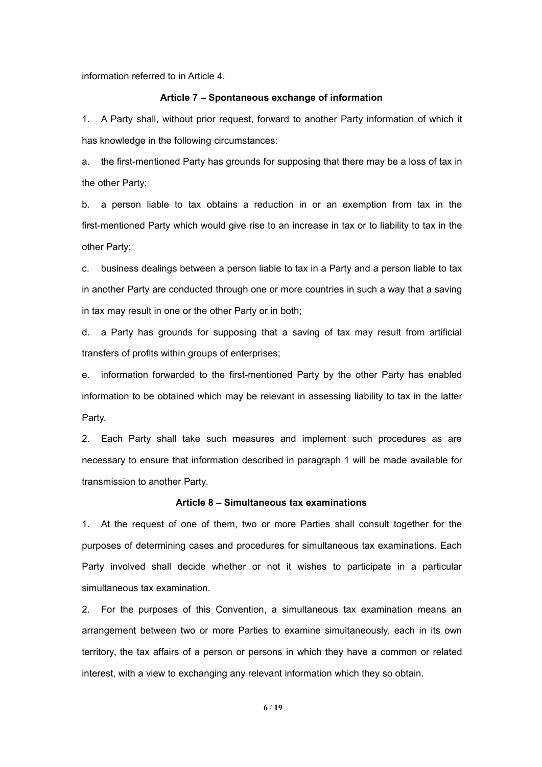information referred to in Article 4.

### Article 7 – Spontaneous exchange of information

1. A Party shall, without prior request, forward to another Party information of which it has knowledge in the following circumstances:

a. the first-mentioned Party has grounds for supposing that there may be a loss of tax in the other Party;

b. a person liable to tax obtains a reduction in or an exemption from tax in the first-mentioned Party which would give rise to an increase in tax or to liability to tax in the other Party;

c. business dealings between a person liable to tax in a Party and a person liable to tax in another Party are conducted through one or more countries in such a way that a saving in tax may result in one or the other Party or in both;

d. a Party has grounds for supposing that a saving of tax may result from artificial transfers of profits within groups of enterprises;

e. information forwarded to the first-mentioned Party by the other Party has enabled information to be obtained which may be relevant in assessing liability to tax in the latter Party.

2. Each Party shall take such measures and implement such procedures as are necessary to ensure that information described in paragraph 1 will be made available for transmission to another Party.

### Article 8 – Simultaneous tax examinations

1. At the request of one of them, two or more Parties shall consult together for the purposes of determining cases and procedures for simultaneous tax examinations. Each Party involved shall decide whether or not it wishes to participate in a particular simultaneous tax examination.

2. For the purposes of this Convention, a simultaneous tax examination means an arrangement between two or more Parties to examine simultaneously, each in its own territory, the tax affairs of a person or persons in which they have a common or related interest, with a view to exchanging any relevant information which they so obtain.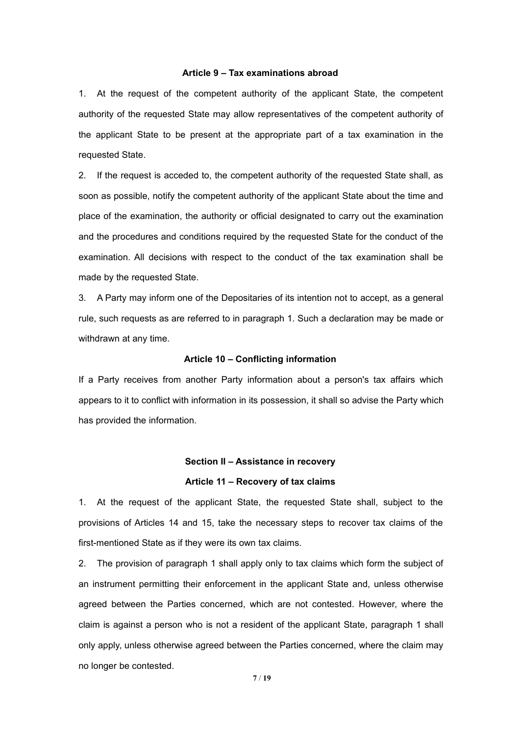### Article 9 – Tax examinations abroad

1. At the request of the competent authority of the applicant State, the competent authority of the requested State may allow representatives of the competent authority of the applicant State to be present at the appropriate part of a tax examination in the requested State.

2. If the request is acceded to, the competent authority of the requested State shall, as soon as possible, notify the competent authority of the applicant State about the time and place of the examination, the authority or official designated to carry out the examination and the procedures and conditions required by the requested State for the conduct of the examination. All decisions with respect to the conduct of the tax examination shall be made by the requested State.

3. A Party may inform one of the Depositaries of its intention not to accept, as a general rule, such requests as are referred to in paragraph 1. Such a declaration may be made or withdrawn at any time.

### Article 10 – Conflicting information

If a Party receives from another Party information about a person's tax affairs which appears to it to conflict with information in its possession, it shall so advise the Party which has provided the information.

## Section II – Assistance in recovery

### Article 11 – Recovery of tax claims

1. At the request of the applicant State, the requested State shall, subject to the provisions of Articles 14 and 15, take the necessary steps to recover tax claims of the first-mentioned State as if they were its own tax claims.

2. The provision of paragraph 1 shall apply only to tax claims which form the subject of an instrument permitting their enforcement in the applicant State and, unless otherwise agreed between the Parties concerned, which are not contested. However, where the claim is against a person who is not a resident of the applicant State, paragraph 1 shall only apply, unless otherwise agreed between the Parties concerned, where the claim may no longer be contested.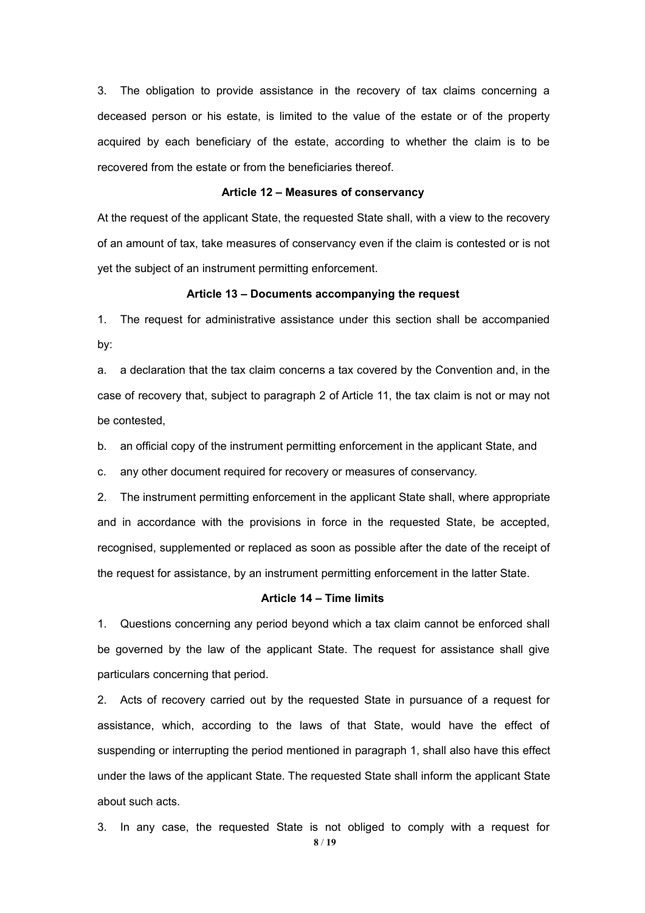3. The obligation to provide assistance in the recovery of tax claims concerning a deceased person or his estate, is limited to the value of the estate or of the property acquired by each beneficiary of the estate, according to whether the claim is to be recovered from the estate or from the beneficiaries thereof.

**Article 12 – Measures of conservancy**

At the request of the applicant State, the requested State shall, with a view to the recovery of an amount of tax, take measures of conservancy even if the claim is contested or is not yet the subject of an instrument permitting enforcement.

**Article 13 – Documents accompanying the request**

1. The request for administrative assistance under this section shall be accompanied by:

a. a declaration that the tax claim concerns a tax covered by the Convention and, in the case of recovery that, subject to paragraph 2 of Article 11, the tax claim is not or may not be contested,

b. an official copy of the instrument permitting enforcement in the applicant State, and

c. any other document required for recovery or measures of conservancy.

2. The instrument permitting enforcement in the applicant State shall, where appropriate and in accordance with the provisions in force in the requested State, be accepted, recognised, supplemented or replaced as soon as possible after the date of the receipt of the request for assistance, by an instrument permitting enforcement in the latter State.

**Article 14 – Time limits**

1. Questions concerning any period beyond which a tax claim cannot be enforced shall be governed by the law of the applicant State. The request for assistance shall give particulars concerning that period.

2. Acts of recovery carried out by the requested State in pursuance of a request for assistance, which, according to the laws of that State, would have the effect of suspending or interrupting the period mentioned in paragraph 1, shall also have this effect under the laws of the applicant State. The requested State shall inform the applicant State about such acts.

3. In any case, the requested State is not obliged to comply with a request for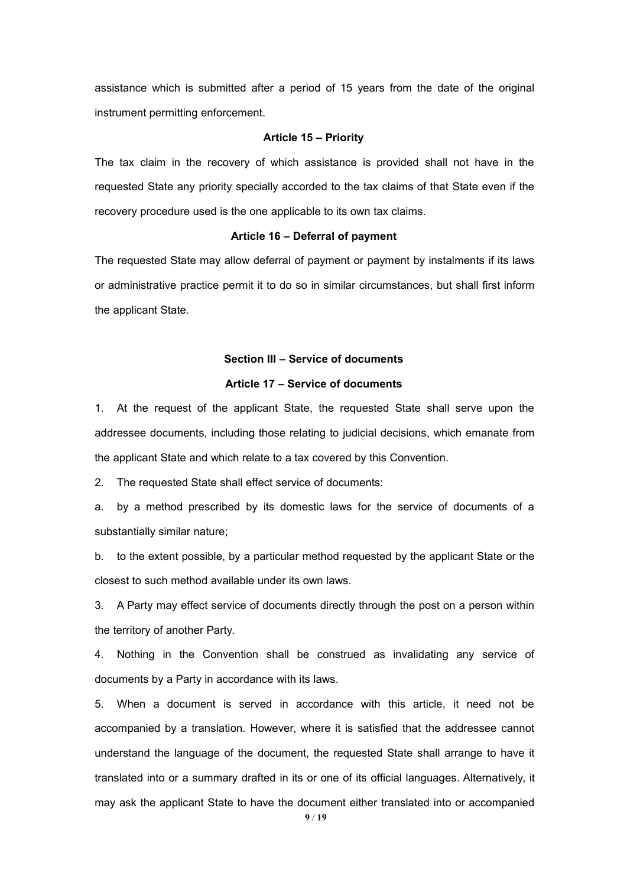assistance which is submitted after a period of 15 years from the date of the original instrument permitting enforcement.

**Article 15 – Priority**

The tax claim in the recovery of which assistance is provided shall not have in the requested State any priority specially accorded to the tax claims of that State even if the recovery procedure used is the one applicable to its own tax claims.

**Article 16 – Deferral of payment**

The requested State may allow deferral of payment or payment by instalments if its laws or administrative practice permit it to do so in similar circumstances, but shall first inform the applicant State.

## Section III – Service of documents

**Article 17 – Service of documents**

1. At the request of the applicant State, the requested State shall serve upon the addressee documents, including those relating to judicial decisions, which emanate from the applicant State and which relate to a tax covered by this Convention.

2. The requested State shall effect service of documents:

a. by a method prescribed by its domestic laws for the service of documents of a substantially similar nature;

b. to the extent possible, by a particular method requested by the applicant State or the closest to such method available under its own laws.

3. A Party may effect service of documents directly through the post on a person within the territory of another Party.

4. Nothing in the Convention shall be construed as invalidating any service of documents by a Party in accordance with its laws.

5. When a document is served in accordance with this article, it need not be accompanied by a translation. However, where it is satisfied that the addressee cannot understand the language of the document, the requested State shall arrange to have it translated into or a summary drafted in its or one of its official languages. Alternatively, it may ask the applicant State to have the document either translated into or accompanied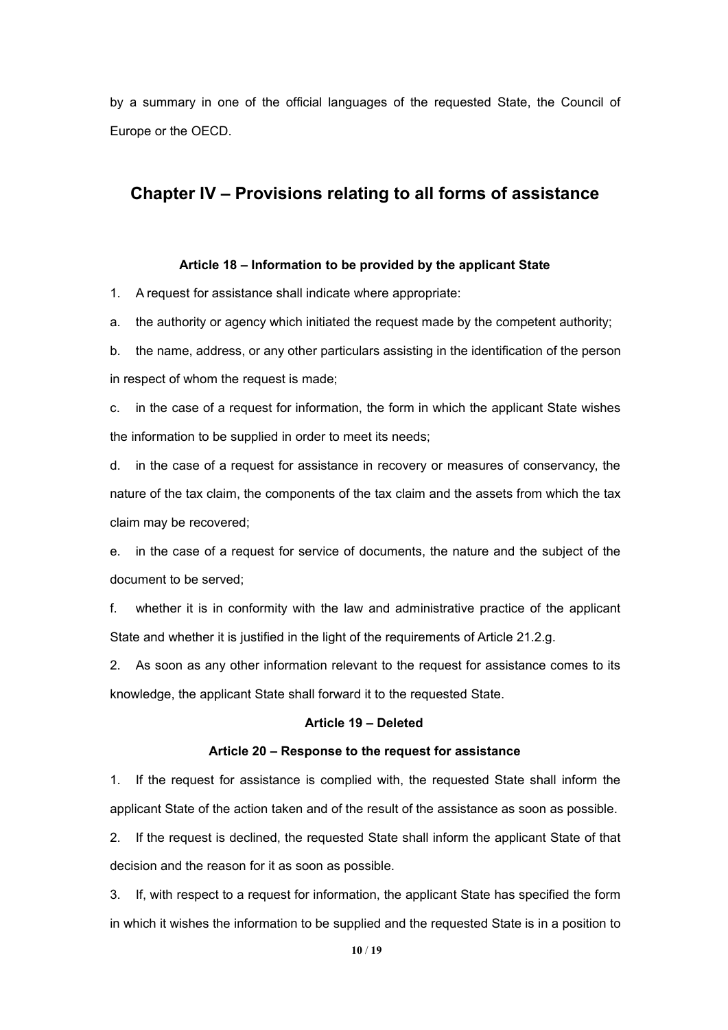by a summary in one of the official languages of the requested State, the Council of Europe or the OECD.

## Chapter IV – Provisions relating to all forms of assistance

### Article 18 – Information to be provided by the applicant State

1. A request for assistance shall indicate where appropriate:

a. the authority or agency which initiated the request made by the competent authority;

b. the name, address, or any other particulars assisting in the identification of the person in respect of whom the request is made;

c. in the case of a request for information, the form in which the applicant State wishes the information to be supplied in order to meet its needs;

d. in the case of a request for assistance in recovery or measures of conservancy, the nature of the tax claim, the components of the tax claim and the assets from which the tax claim may be recovered;

e. in the case of a request for service of documents, the nature and the subject of the document to be served;

f. whether it is in conformity with the law and administrative practice of the applicant State and whether it is justified in the light of the requirements of Article 21.2.g.

2. As soon as any other information relevant to the request for assistance comes to its knowledge, the applicant State shall forward it to the requested State.

### Article 19 – Deleted

### Article 20 – Response to the request for assistance

1. If the request for assistance is complied with, the requested State shall inform the applicant State of the action taken and of the result of the assistance as soon as possible.

2. If the request is declined, the requested State shall inform the applicant State of that decision and the reason for it as soon as possible.

3. If, with respect to a request for information, the applicant State has specified the form in which it wishes the information to be supplied and the requested State is in a position to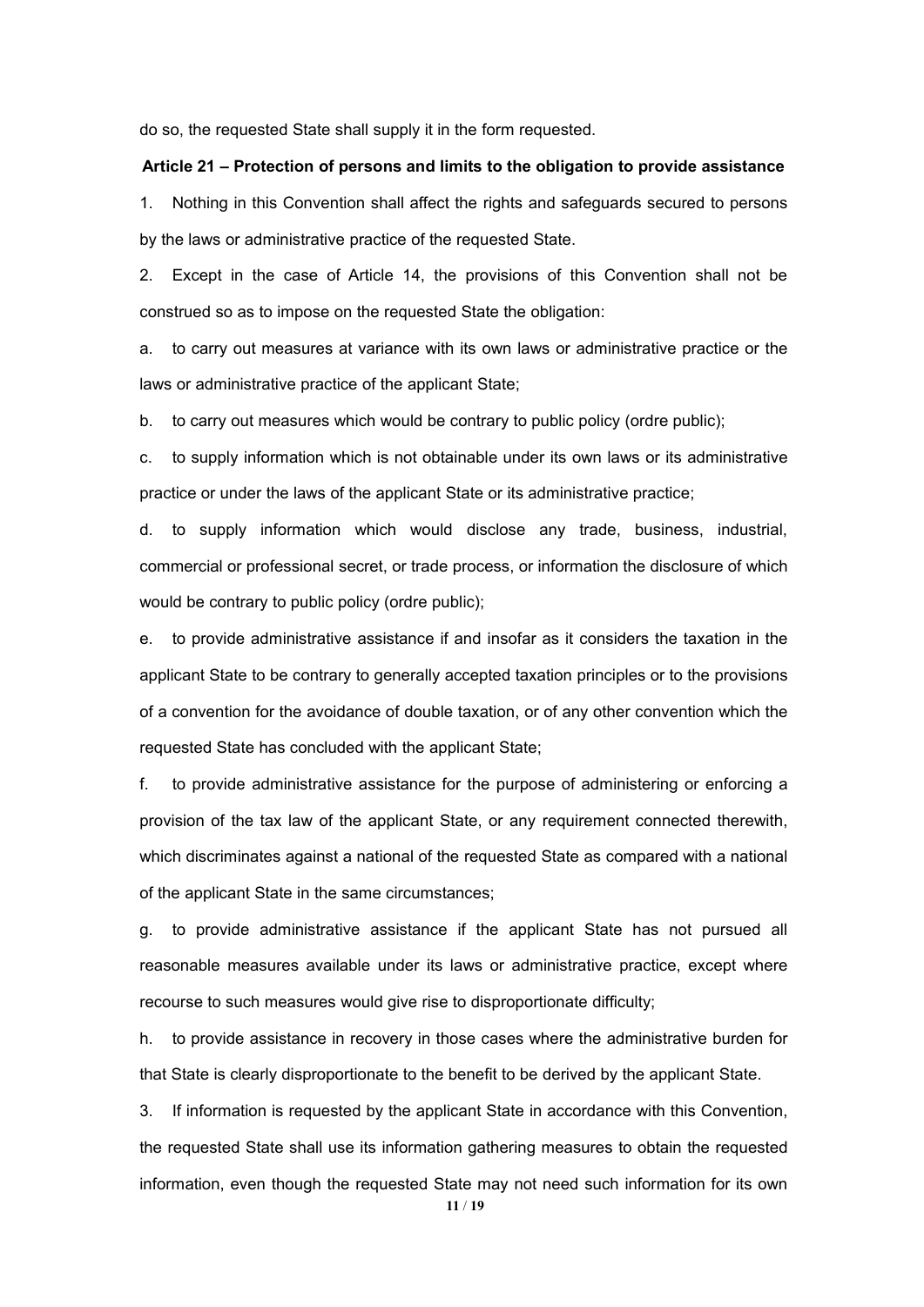do so, the requested State shall supply it in the form requested.

### Article 21 – Protection of persons and limits to the obligation to provide assistance

1. Nothing in this Convention shall affect the rights and safeguards secured to persons by the laws or administrative practice of the requested State.

2. Except in the case of Article 14, the provisions of this Convention shall not be construed so as to impose on the requested State the obligation:

a. to carry out measures at variance with its own laws or administrative practice or the laws or administrative practice of the applicant State;

b. to carry out measures which would be contrary to public policy (ordre public);

c. to supply information which is not obtainable under its own laws or its administrative practice or under the laws of the applicant State or its administrative practice;

d. to supply information which would disclose any trade, business, industrial, commercial or professional secret, or trade process, or information the disclosure of which would be contrary to public policy (ordre public);

e. to provide administrative assistance if and insofar as it considers the taxation in the applicant State to be contrary to generally accepted taxation principles or to the provisions of a convention for the avoidance of double taxation, or of any other convention which the requested State has concluded with the applicant State;

f. to provide administrative assistance for the purpose of administering or enforcing a provision of the tax law of the applicant State, or any requirement connected therewith, which discriminates against a national of the requested State as compared with a national of the applicant State in the same circumstances;

g. to provide administrative assistance if the applicant State has not pursued all reasonable measures available under its laws or administrative practice, except where recourse to such measures would give rise to disproportionate difficulty;

h. to provide assistance in recovery in those cases where the administrative burden for that State is clearly disproportionate to the benefit to be derived by the applicant State.

3. If information is requested by the applicant State in accordance with this Convention, the requested State shall use its information gathering measures to obtain the requested information, even though the requested State may not need such information for its own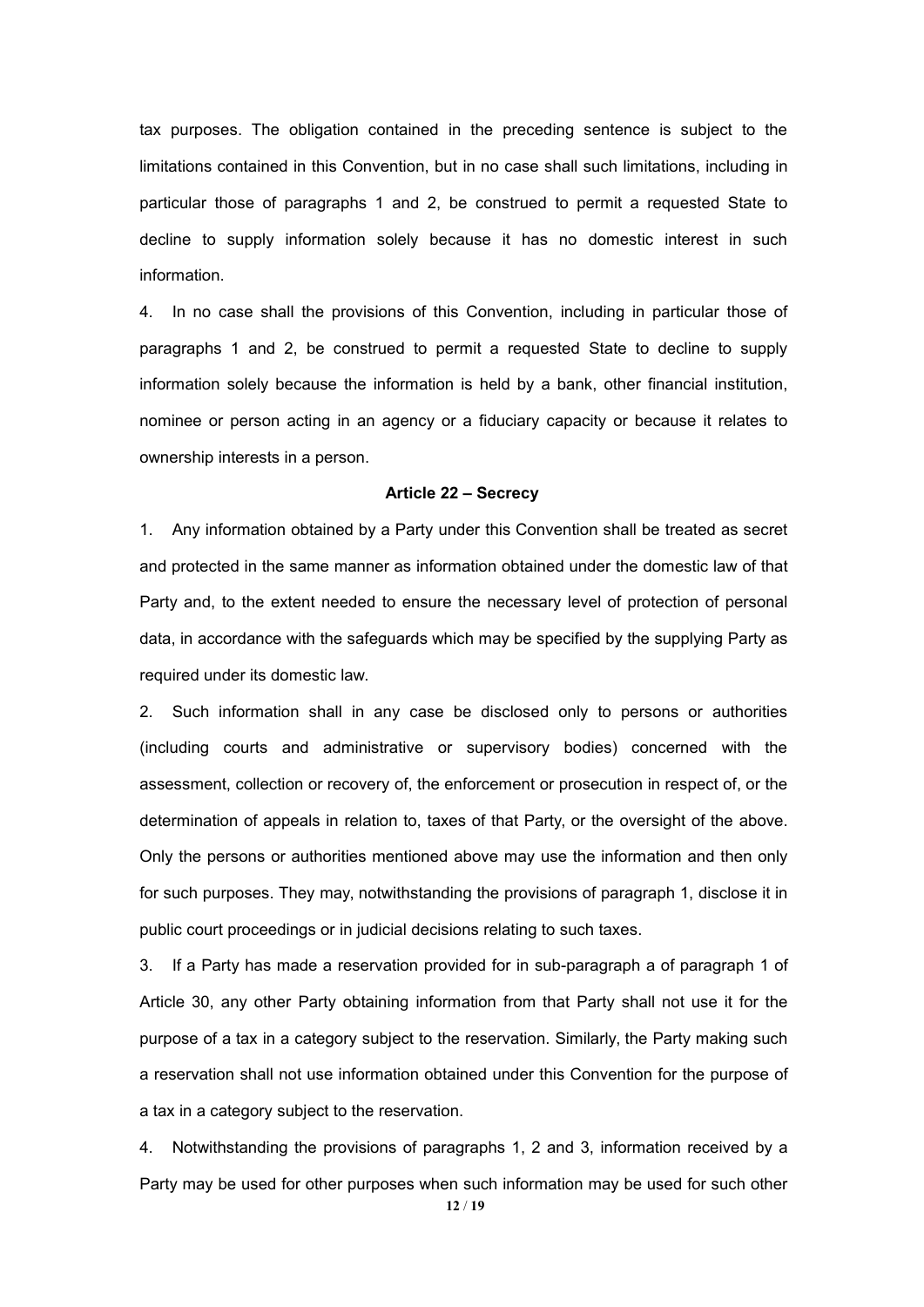tax purposes. The obligation contained in the preceding sentence is subject to the limitations contained in this Convention, but in no case shall such limitations, including in particular those of paragraphs 1 and 2, be construed to permit a requested State to decline to supply information solely because it has no domestic interest in such information.

4. In no case shall the provisions of this Convention, including in particular those of paragraphs 1 and 2, be construed to permit a requested State to decline to supply information solely because the information is held by a bank, other financial institution, nominee or person acting in an agency or a fiduciary capacity or because it relates to ownership interests in a person.

### Article 22 – Secrecy

1. Any information obtained by a Party under this Convention shall be treated as secret and protected in the same manner as information obtained under the domestic law of that Party and, to the extent needed to ensure the necessary level of protection of personal data, in accordance with the safeguards which may be specified by the supplying Party as required under its domestic law.

2. Such information shall in any case be disclosed only to persons or authorities (including courts and administrative or supervisory bodies) concerned with the assessment, collection or recovery of, the enforcement or prosecution in respect of, or the determination of appeals in relation to, taxes of that Party, or the oversight of the above. Only the persons or authorities mentioned above may use the information and then only for such purposes. They may, notwithstanding the provisions of paragraph 1, disclose it in public court proceedings or in judicial decisions relating to such taxes.

3. If a Party has made a reservation provided for in sub-paragraph a of paragraph 1 of Article 30, any other Party obtaining information from that Party shall not use it for the purpose of a tax in a category subject to the reservation. Similarly, the Party making such a reservation shall not use information obtained under this Convention for the purpose of a tax in a category subject to the reservation.

4. Notwithstanding the provisions of paragraphs 1, 2 and 3, information received by a Party may be used for other purposes when such information may be used for such other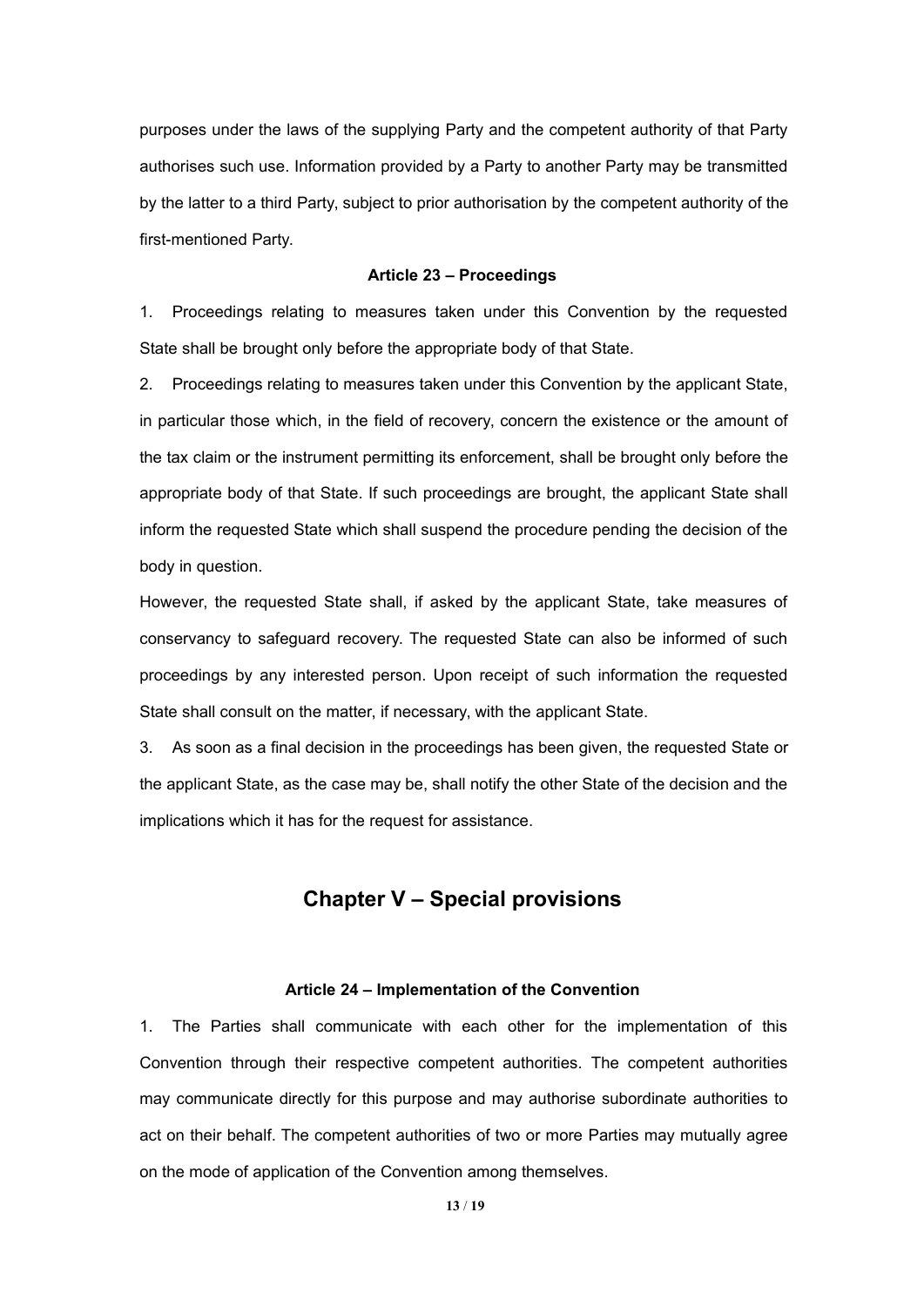purposes under the laws of the supplying Party and the competent authority of that Party authorises such use. Information provided by a Party to another Party may be transmitted by the latter to a third Party, subject to prior authorisation by the competent authority of the first-mentioned Party.

#### Article 23 – Proceedings

1. Proceedings relating to measures taken under this Convention by the requested State shall be brought only before the appropriate body of that State.

2. Proceedings relating to measures taken under this Convention by the applicant State, in particular those which, in the field of recovery, concern the existence or the amount of the tax claim or the instrument permitting its enforcement, shall be brought only before the appropriate body of that State. If such proceedings are brought, the applicant State shall inform the requested State which shall suspend the procedure pending the decision of the body in question.

However, the requested State shall, if asked by the applicant State, take measures of conservancy to safeguard recovery. The requested State can also be informed of such proceedings by any interested person. Upon receipt of such information the requested State shall consult on the matter, if necessary, with the applicant State.

3. As soon as a final decision in the proceedings has been given, the requested State or the applicant State, as the case may be, shall notify the other State of the decision and the implications which it has for the request for assistance.

## Chapter V – Special provisions

#### Article 24 – Implementation of the Convention

1. The Parties shall communicate with each other for the implementation of this Convention through their respective competent authorities. The competent authorities may communicate directly for this purpose and may authorise subordinate authorities to act on their behalf. The competent authorities of two or more Parties may mutually agree on the mode of application of the Convention among themselves.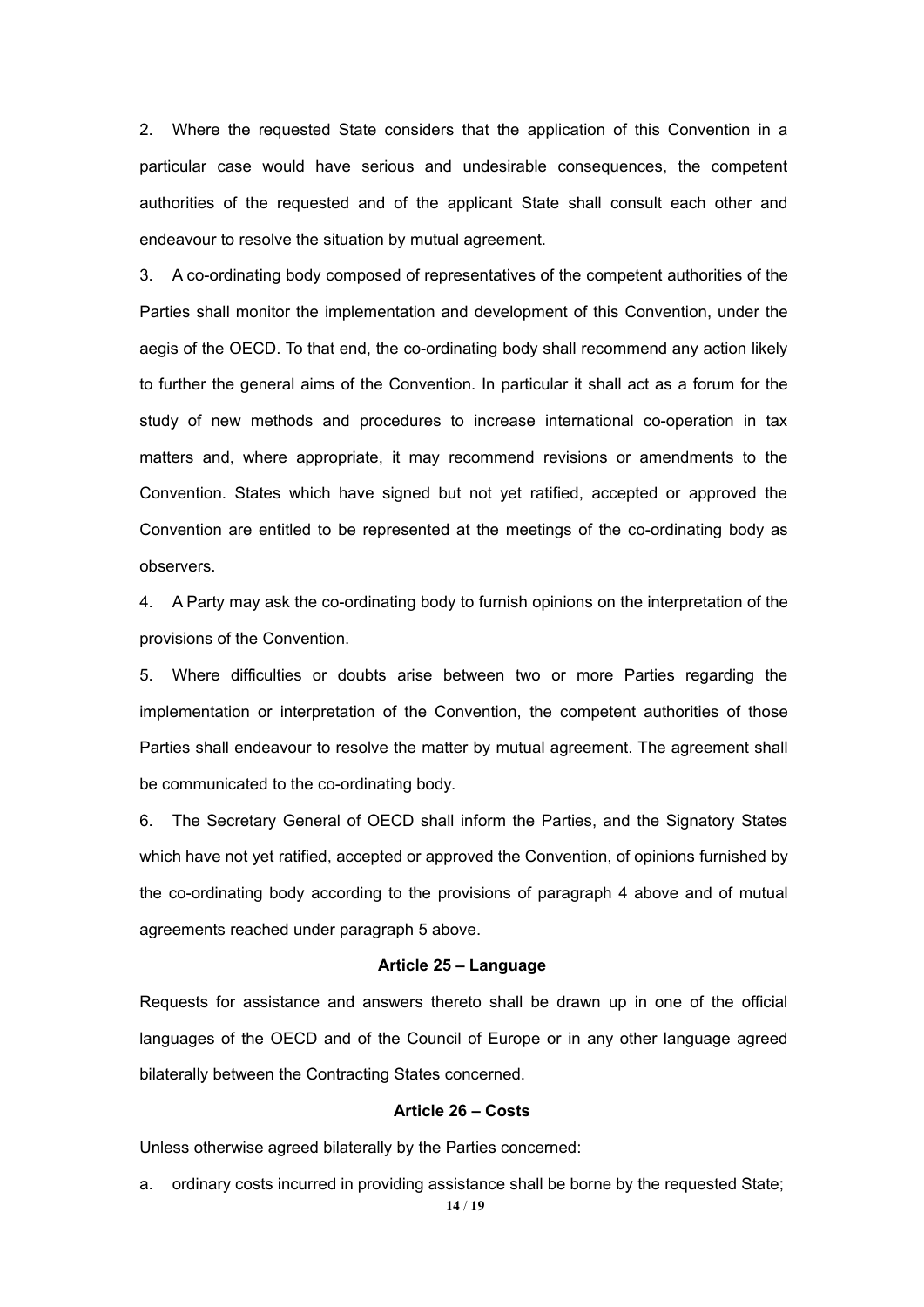2. Where the requested State considers that the application of this Convention in a particular case would have serious and undesirable consequences, the competent authorities of the requested and of the applicant State shall consult each other and endeavour to resolve the situation by mutual agreement.

3. A co-ordinating body composed of representatives of the competent authorities of the Parties shall monitor the implementation and development of this Convention, under the aegis of the OECD. To that end, the co-ordinating body shall recommend any action likely to further the general aims of the Convention. In particular it shall act as a forum for the study of new methods and procedures to increase international co-operation in tax matters and, where appropriate, it may recommend revisions or amendments to the Convention. States which have signed but not yet ratified, accepted or approved the Convention are entitled to be represented at the meetings of the co-ordinating body as observers.

4. A Party may ask the co-ordinating body to furnish opinions on the interpretation of the provisions of the Convention.

5. Where difficulties or doubts arise between two or more Parties regarding the implementation or interpretation of the Convention, the competent authorities of those Parties shall endeavour to resolve the matter by mutual agreement. The agreement shall be communicated to the co-ordinating body.

6. The Secretary General of OECD shall inform the Parties, and the Signatory States which have not yet ratified, accepted or approved the Convention, of opinions furnished by the co-ordinating body according to the provisions of paragraph 4 above and of mutual agreements reached under paragraph 5 above.

### Article 25 – Language

Requests for assistance and answers thereto shall be drawn up in one of the official languages of the OECD and of the Council of Europe or in any other language agreed bilaterally between the Contracting States concerned.

### Article 26 – Costs

Unless otherwise agreed bilaterally by the Parties concerned:

a. ordinary costs incurred in providing assistance shall be borne by the requested State;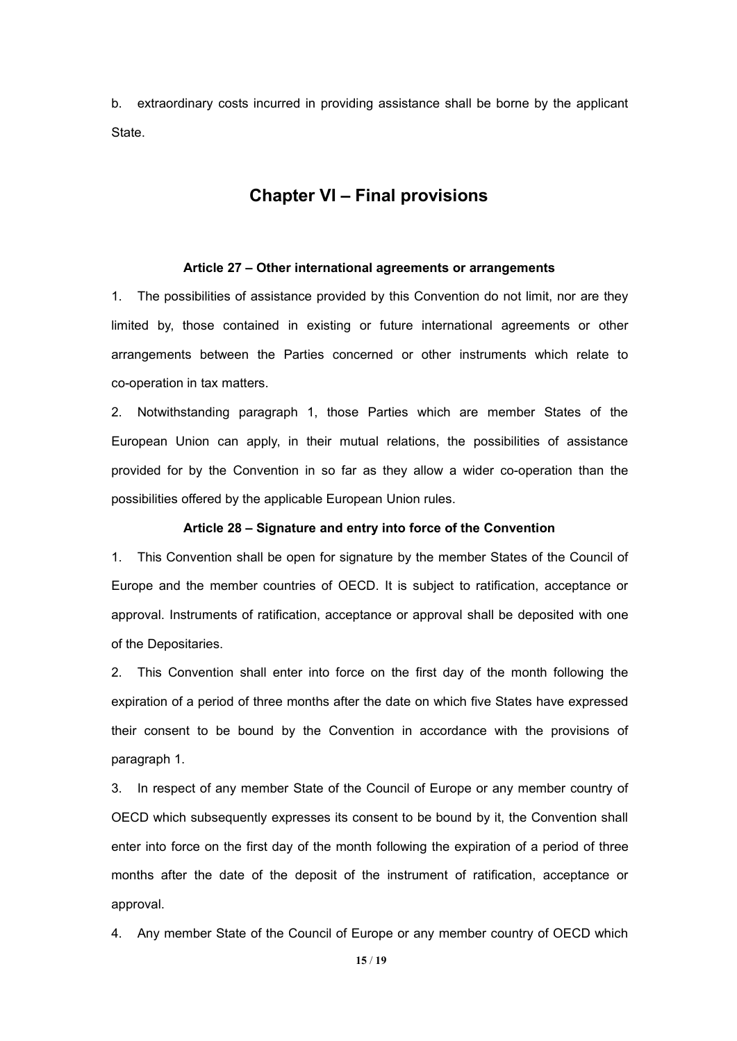b. extraordinary costs incurred in providing assistance shall be borne by the applicant State.

## Chapter VI – Final provisions

### Article 27 – Other international agreements or arrangements

1. The possibilities of assistance provided by this Convention do not limit, nor are they limited by, those contained in existing or future international agreements or other arrangements between the Parties concerned or other instruments which relate to co-operation in tax matters.

2. Notwithstanding paragraph 1, those Parties which are member States of the European Union can apply, in their mutual relations, the possibilities of assistance provided for by the Convention in so far as they allow a wider co-operation than the possibilities offered by the applicable European Union rules.

### Article 28 – Signature and entry into force of the Convention

1. This Convention shall be open for signature by the member States of the Council of Europe and the member countries of OECD. It is subject to ratification, acceptance or approval. Instruments of ratification, acceptance or approval shall be deposited with one of the Depositaries.

2. This Convention shall enter into force on the first day of the month following the expiration of a period of three months after the date on which five States have expressed their consent to be bound by the Convention in accordance with the provisions of paragraph 1.

3. In respect of any member State of the Council of Europe or any member country of OECD which subsequently expresses its consent to be bound by it, the Convention shall enter into force on the first day of the month following the expiration of a period of three months after the date of the deposit of the instrument of ratification, acceptance or approval.

4. Any member State of the Council of Europe or any member country of OECD which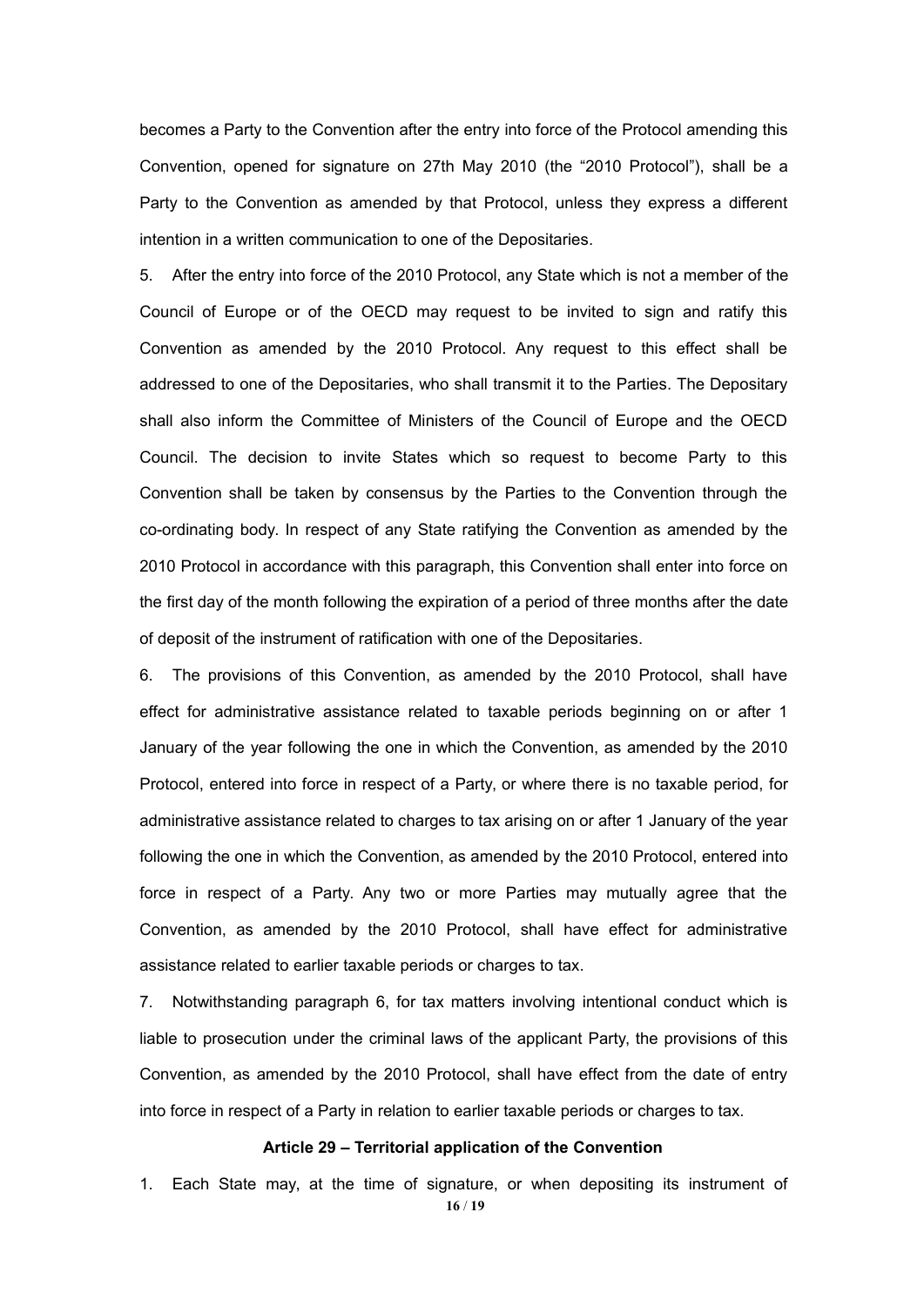becomes a Party to the Convention after the entry into force of the Protocol amending this Convention, opened for signature on 27th May 2010 (the "2010 Protocol"), shall be a Party to the Convention as amended by that Protocol, unless they express a different intention in a written communication to one of the Depositaries.

5. After the entry into force of the 2010 Protocol, any State which is not a member of the Council of Europe or of the OECD may request to be invited to sign and ratify this Convention as amended by the 2010 Protocol. Any request to this effect shall be addressed to one of the Depositaries, who shall transmit it to the Parties. The Depositary shall also inform the Committee of Ministers of the Council of Europe and the OECD Council. The decision to invite States which so request to become Party to this Convention shall be taken by consensus by the Parties to the Convention through the co-ordinating body. In respect of any State ratifying the Convention as amended by the 2010 Protocol in accordance with this paragraph, this Convention shall enter into force on the first day of the month following the expiration of a period of three months after the date of deposit of the instrument of ratification with one of the Depositaries.

6. The provisions of this Convention, as amended by the 2010 Protocol, shall have effect for administrative assistance related to taxable periods beginning on or after 1 January of the year following the one in which the Convention, as amended by the 2010 Protocol, entered into force in respect of a Party, or where there is no taxable period, for administrative assistance related to charges to tax arising on or after 1 January of the year following the one in which the Convention, as amended by the 2010 Protocol, entered into force in respect of a Party. Any two or more Parties may mutually agree that the Convention, as amended by the 2010 Protocol, shall have effect for administrative assistance related to earlier taxable periods or charges to tax.

7. Notwithstanding paragraph 6, for tax matters involving intentional conduct which is liable to prosecution under the criminal laws of the applicant Party, the provisions of this Convention, as amended by the 2010 Protocol, shall have effect from the date of entry into force in respect of a Party in relation to earlier taxable periods or charges to tax.

**Article 29 – Territorial application of the Convention**

1. Each State may, at the time of signature, or when depositing its instrument of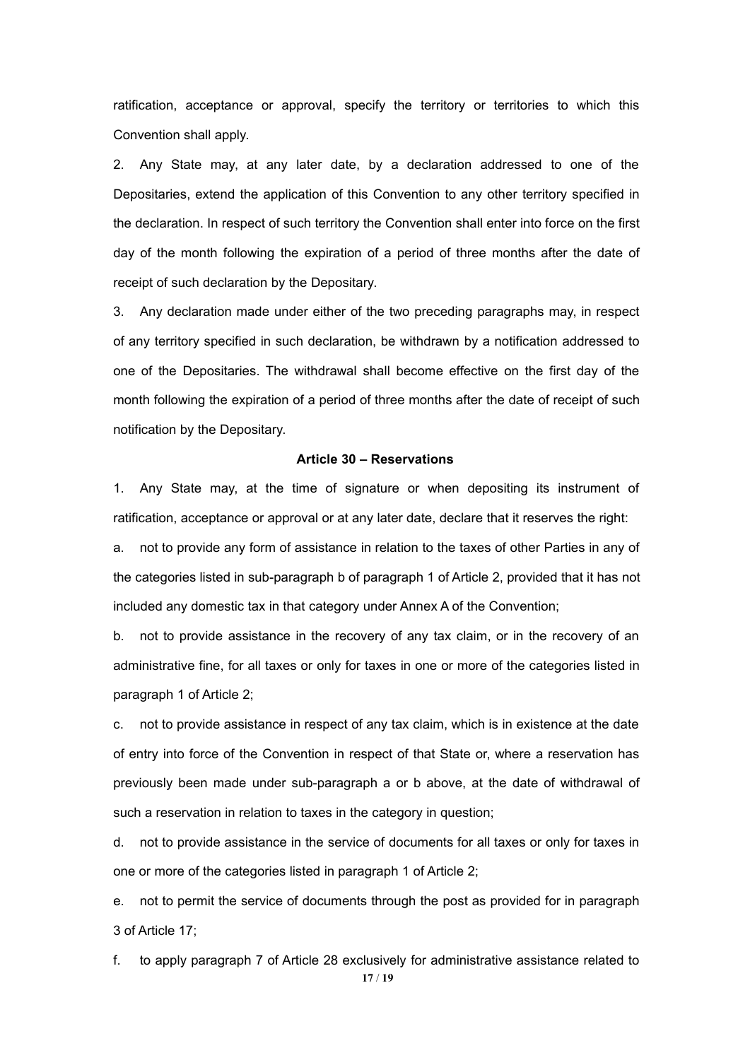ratification, acceptance or approval, specify the territory or territories to which this Convention shall apply.

2. Any State may, at any later date, by a declaration addressed to one of the Depositaries, extend the application of this Convention to any other territory specified in the declaration. In respect of such territory the Convention shall enter into force on the first day of the month following the expiration of a period of three months after the date of receipt of such declaration by the Depositary.

3. Any declaration made under either of the two preceding paragraphs may, in respect of any territory specified in such declaration, be withdrawn by a notification addressed to one of the Depositaries. The withdrawal shall become effective on the first day of the month following the expiration of a period of three months after the date of receipt of such notification by the Depositary.

### Article 30 – Reservations

1. Any State may, at the time of signature or when depositing its instrument of ratification, acceptance or approval or at any later date, declare that it reserves the right:

a. not to provide any form of assistance in relation to the taxes of other Parties in any of the categories listed in sub-paragraph b of paragraph 1 of Article 2, provided that it has not included any domestic tax in that category under Annex A of the Convention;

b. not to provide assistance in the recovery of any tax claim, or in the recovery of an administrative fine, for all taxes or only for taxes in one or more of the categories listed in paragraph 1 of Article 2;

c. not to provide assistance in respect of any tax claim, which is in existence at the date of entry into force of the Convention in respect of that State or, where a reservation has previously been made under sub-paragraph a or b above, at the date of withdrawal of such a reservation in relation to taxes in the category in question;

d. not to provide assistance in the service of documents for all taxes or only for taxes in one or more of the categories listed in paragraph 1 of Article 2;

e. not to permit the service of documents through the post as provided for in paragraph 3 of Article 17;

f. to apply paragraph 7 of Article 28 exclusively for administrative assistance related to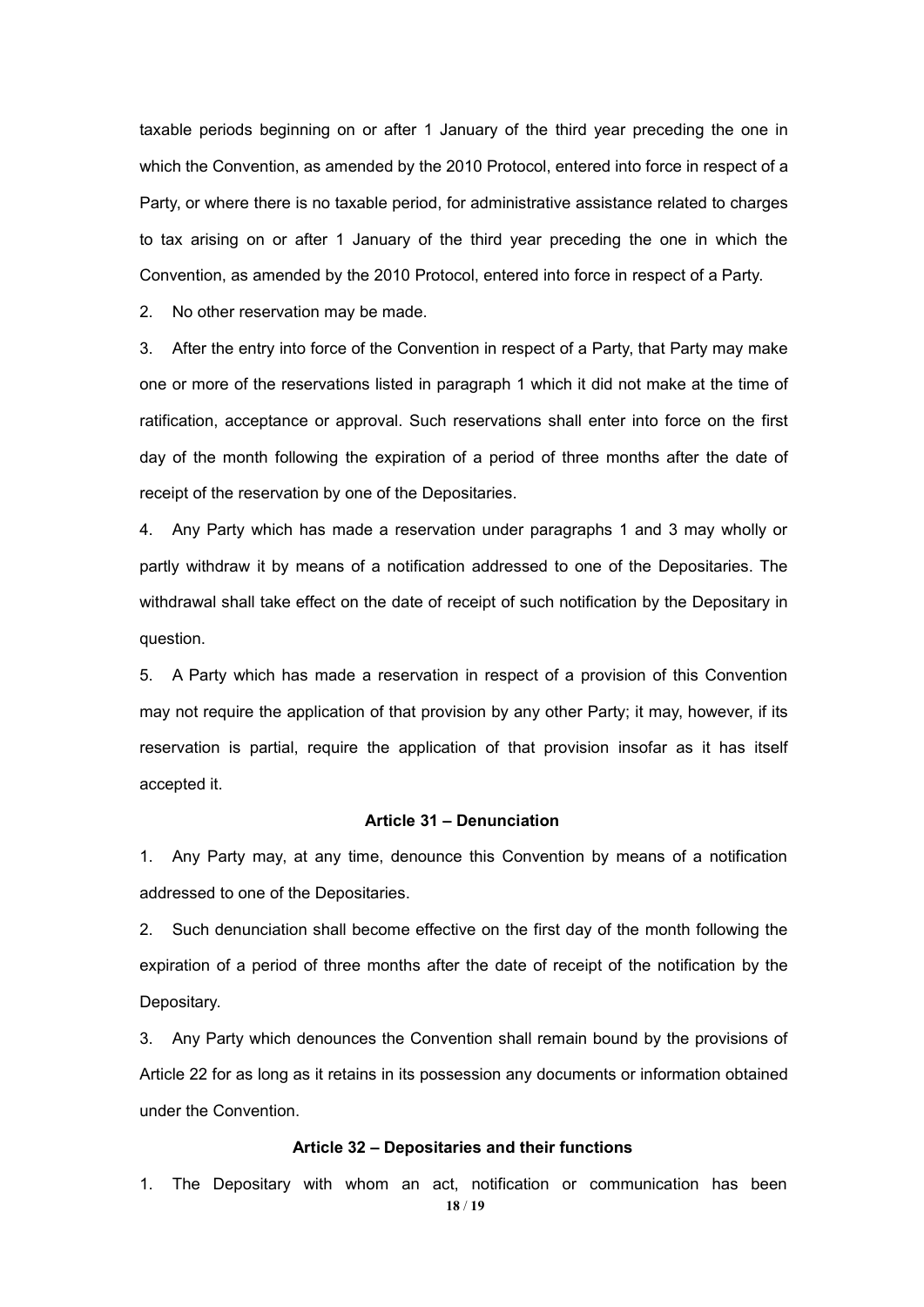taxable periods beginning on or after 1 January of the third year preceding the one in which the Convention, as amended by the 2010 Protocol, entered into force in respect of a Party, or where there is no taxable period, for administrative assistance related to charges to tax arising on or after 1 January of the third year preceding the one in which the Convention, as amended by the 2010 Protocol, entered into force in respect of a Party.

2. No other reservation may be made.

3. After the entry into force of the Convention in respect of a Party, that Party may make one or more of the reservations listed in paragraph 1 which it did not make at the time of ratification, acceptance or approval. Such reservations shall enter into force on the first day of the month following the expiration of a period of three months after the date of receipt of the reservation by one of the Depositaries.

4. Any Party which has made a reservation under paragraphs 1 and 3 may wholly or partly withdraw it by means of a notification addressed to one of the Depositaries. The withdrawal shall take effect on the date of receipt of such notification by the Depositary in question.

5. A Party which has made a reservation in respect of a provision of this Convention may not require the application of that provision by any other Party; it may, however, if its reservation is partial, require the application of that provision insofar as it has itself accepted it.

### Article 31 – Denunciation

1. Any Party may, at any time, denounce this Convention by means of a notification addressed to one of the Depositaries.

2. Such denunciation shall become effective on the first day of the month following the expiration of a period of three months after the date of receipt of the notification by the Depositary.

3. Any Party which denounces the Convention shall remain bound by the provisions of Article 22 for as long as it retains in its possession any documents or information obtained under the Convention.

### Article 32 – Depositaries and their functions

1. The Depositary with whom an act, notification or communication has been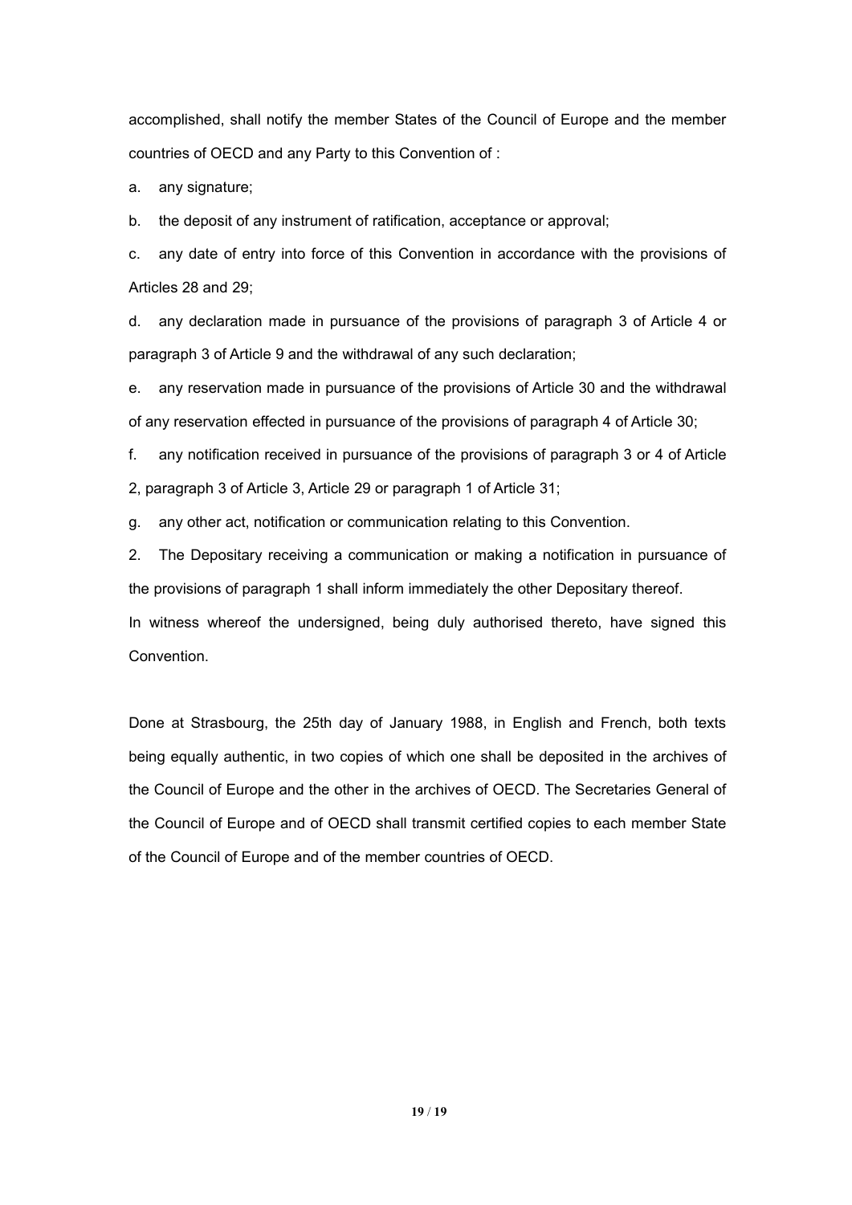accomplished, shall notify the member States of the Council of Europe and the member countries of OECD and any Party to this Convention of :

a. any signature;

b. the deposit of any instrument of ratification, acceptance or approval;

c. any date of entry into force of this Convention in accordance with the provisions of Articles 28 and 29;

d. any declaration made in pursuance of the provisions of paragraph 3 of Article 4 or paragraph 3 of Article 9 and the withdrawal of any such declaration;

e. any reservation made in pursuance of the provisions of Article 30 and the withdrawal of any reservation effected in pursuance of the provisions of paragraph 4 of Article 30;

f. any notification received in pursuance of the provisions of paragraph 3 or 4 of Article 2, paragraph 3 of Article 3, Article 29 or paragraph 1 of Article 31;

g. any other act, notification or communication relating to this Convention.

2. The Depositary receiving a communication or making a notification in pursuance of the provisions of paragraph 1 shall inform immediately the other Depositary thereof.

In witness whereof the undersigned, being duly authorised thereto, have signed this Convention.

Done at Strasbourg, the 25th day of January 1988, in English and French, both texts being equally authentic, in two copies of which one shall be deposited in the archives of the Council of Europe and the other in the archives of OECD. The Secretaries General of the Council of Europe and of OECD shall transmit certified copies to each member State of the Council of Europe and of the member countries of OECD.